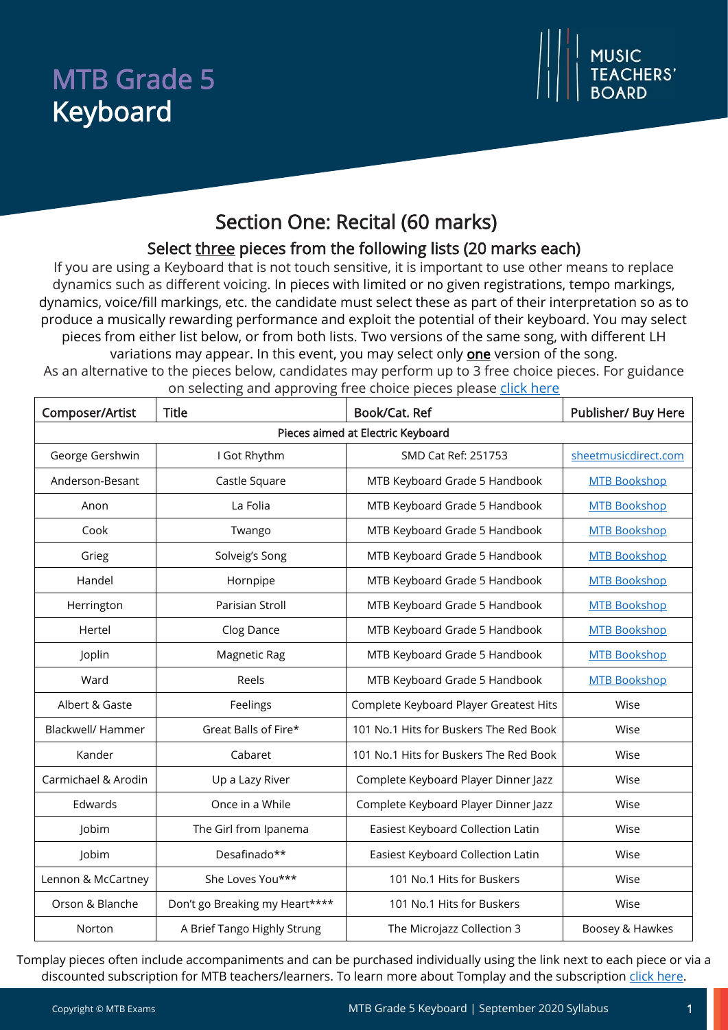# MTB Grade 5 Keyboard

MUSIC TEACHERS' BOARD

## Section One: Recital (60 marks)

### Select <u>three</u> pieces from the following lists (20 marks each)

If you are using a Keyboard that is not touch sensitive, it is important to use other means to replace dynamics such as different voicing. In pieces with limited or no given registrations, tempo markings, dynamics, voice/fill markings, etc. the candidate must select these as part of their interpretation so as to produce a musically rewarding performance and exploit the potential of their keyboard. You may select pieces from either list below, or from both lists. Two versions of the same song, with different LH variations may appear. In this event, you may select only **one** version of the song.

As an alternative to the pieces below, candidates may perform up to 3 free choice pieces. For guidance on selecting and approving free choice pieces please click here

| Composer/Artist | Title | Book/Cat. Ref | Publisher/ Buy Here |
|---|---|---|---|
| Pieces aimed at Electric Keyboard | | | |
| George Gershwin | I Got Rhythm | SMD Cat Ref: 251753 | sheetmusicdirect.com |
| Anderson-Besant | Castle Square | MTB Keyboard Grade 5 Handbook | MTB Bookshop |
| Anon | La Folia | MTB Keyboard Grade 5 Handbook | MTB Bookshop |
| Cook | Twango | MTB Keyboard Grade 5 Handbook | MTB Bookshop |
| Grieg | Solveig's Song | MTB Keyboard Grade 5 Handbook | MTB Bookshop |
| Handel | Hornpipe | MTB Keyboard Grade 5 Handbook | MTB Bookshop |
| Herrington | Parisian Stroll | MTB Keyboard Grade 5 Handbook | MTB Bookshop |
| Hertel | Clog Dance | MTB Keyboard Grade 5 Handbook | MTB Bookshop |
| Joplin | Magnetic Rag | MTB Keyboard Grade 5 Handbook | MTB Bookshop |
| Ward | Reels | MTB Keyboard Grade 5 Handbook | MTB Bookshop |
| Albert & Gaste | Feelings | Complete Keyboard Player Greatest Hits | Wise |
| Blackwell/ Hammer | Great Balls of Fire* | 101 No.1 Hits for Buskers The Red Book | Wise |
| Kander | Cabaret | 101 No.1 Hits for Buskers The Red Book | Wise |
| Carmichael & Arodin | Up a Lazy River | Complete Keyboard Player Dinner Jazz | Wise |
| Edwards | Once in a While | Complete Keyboard Player Dinner Jazz | Wise |
| Jobim | The Girl from Ipanema | Easiest Keyboard Collection Latin | Wise |
| Jobim | Desafinado** | Easiest Keyboard Collection Latin | Wise |
| Lennon & McCartney | She Loves You*** | 101 No.1 Hits for Buskers | Wise |
| Orson & Blanche | Don't go Breaking my Heart**** | 101 No.1 Hits for Buskers | Wise |
| Norton | A Brief Tango Highly Strung | The Microjazz Collection 3 | Boosey & Hawkes |

Tomplay pieces often include accompaniments and can be purchased individually using the link next to each piece or via a discounted subscription for MTB teachers/learners. To learn more about Tomplay and the subscription click here.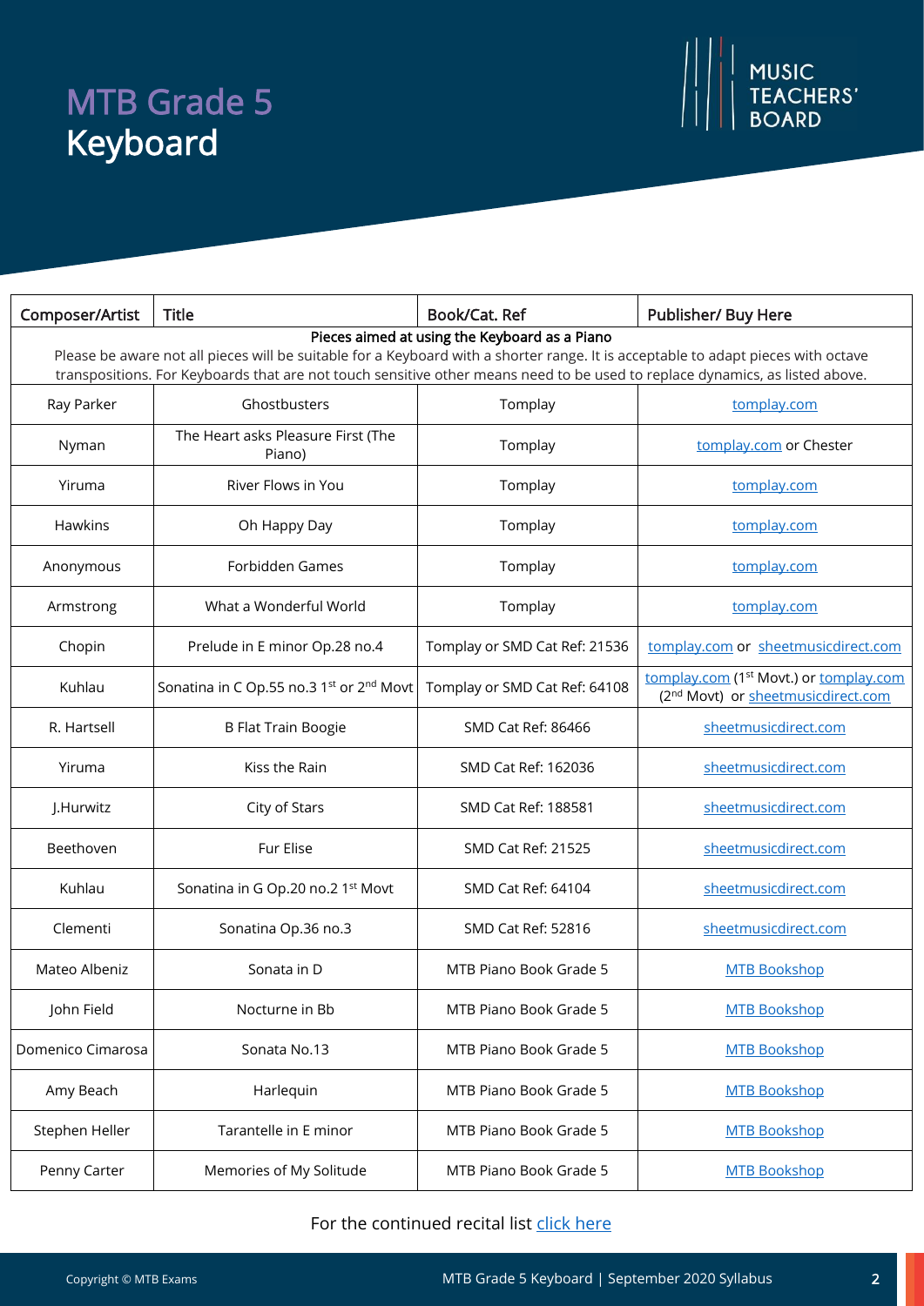# MTB Grade 5
# Keyboard

MUSIC TEACHERS' BOARD

| Composer/Artist | Title | Book/Cat. Ref | Publisher/ Buy Here |
|---|---|---|---|
| **Pieces aimed at using the Keyboard as a Piano** Please be aware not all pieces will be suitable for a Keyboard with a shorter range. It is acceptable to adapt pieces with octave transpositions. For Keyboards that are not touch sensitive other means need to be used to replace dynamics, as listed above. | | | |
| Ray Parker | Ghostbusters | Tomplay | tomplay.com |
| Nyman | The Heart asks Pleasure First (The Piano) | Tomplay | tomplay.com or Chester |
| Yiruma | River Flows in You | Tomplay | tomplay.com |
| Hawkins | Oh Happy Day | Tomplay | tomplay.com |
| Anonymous | Forbidden Games | Tomplay | tomplay.com |
| Armstrong | What a Wonderful World | Tomplay | tomplay.com |
| Chopin | Prelude in E minor Op.28 no.4 | Tomplay or SMD Cat Ref: 21536 | tomplay.com or sheetmusicdirect.com |
| Kuhlau | Sonatina in C Op.55 no.3 1st or 2nd Movt | Tomplay or SMD Cat Ref: 64108 | tomplay.com (1st Movt.) or tomplay.com (2nd Movt) or sheetmusicdirect.com |
| R. Hartsell | B Flat Train Boogie | SMD Cat Ref: 86466 | sheetmusicdirect.com |
| Yiruma | Kiss the Rain | SMD Cat Ref: 162036 | sheetmusicdirect.com |
| J.Hurwitz | City of Stars | SMD Cat Ref: 188581 | sheetmusicdirect.com |
| Beethoven | Fur Elise | SMD Cat Ref: 21525 | sheetmusicdirect.com |
| Kuhlau | Sonatina in G Op.20 no.2 1st Movt | SMD Cat Ref: 64104 | sheetmusicdirect.com |
| Clementi | Sonatina Op.36 no.3 | SMD Cat Ref: 52816 | sheetmusicdirect.com |
| Mateo Albeniz | Sonata in D | MTB Piano Book Grade 5 | MTB Bookshop |
| John Field | Nocturne in Bb | MTB Piano Book Grade 5 | MTB Bookshop |
| Domenico Cimarosa | Sonata No.13 | MTB Piano Book Grade 5 | MTB Bookshop |
| Amy Beach | Harlequin | MTB Piano Book Grade 5 | MTB Bookshop |
| Stephen Heller | Tarantelle in E minor | MTB Piano Book Grade 5 | MTB Bookshop |
| Penny Carter | Memories of My Solitude | MTB Piano Book Grade 5 | MTB Bookshop |

For the continued recital list click here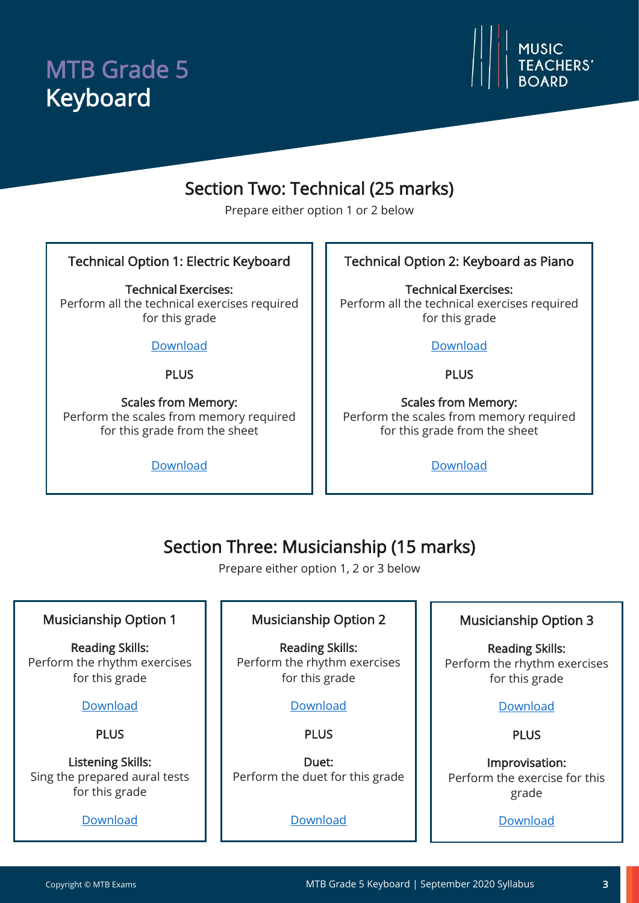# MTB Grade 5 Keyboard

MUSIC TEACHERS' BOARD

## Section Two: Technical (25 marks)

Prepare either option 1 or 2 below

### Technical Option 1: Electric Keyboard

**Technical Exercises:**
Perform all the technical exercises required for this grade

Download

PLUS

**Scales from Memory:**
Perform the scales from memory required for this grade from the sheet

Download

### Technical Option 2: Keyboard as Piano

**Technical Exercises:**
Perform all the technical exercises required for this grade

Download

PLUS

**Scales from Memory:**
Perform the scales from memory required for this grade from the sheet

Download

## Section Three: Musicianship (15 marks)

Prepare either option 1, 2 or 3 below

### Musicianship Option 1

**Reading Skills:**
Perform the rhythm exercises for this grade

Download

PLUS

**Listening Skills:**
Sing the prepared aural tests for this grade

Download

### Musicianship Option 2

**Reading Skills:**
Perform the rhythm exercises for this grade

Download

PLUS

**Duet:**
Perform the duet for this grade

Download

### Musicianship Option 3

**Reading Skills:**
Perform the rhythm exercises for this grade

Download

PLUS

**Improvisation:**
Perform the exercise for this grade

Download

Copyright © MTB Exams